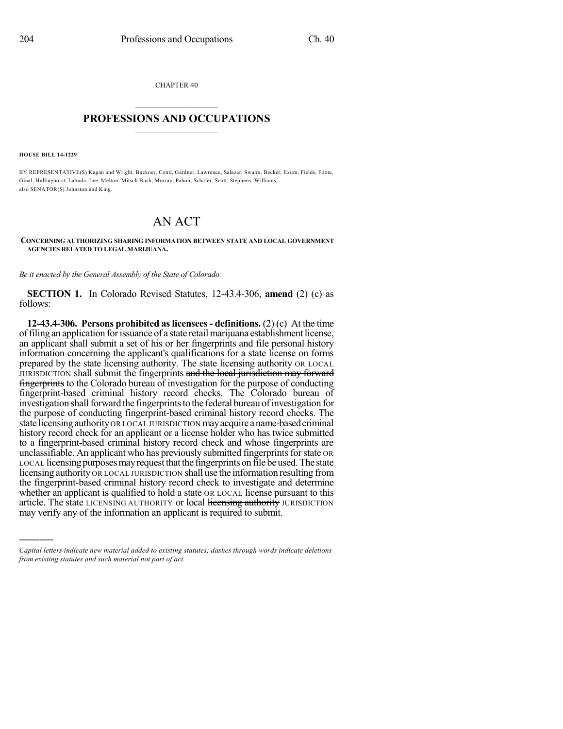CHAPTER 40

# PROFESSIONS AND OCCUPATIONS

**HOUSE BILL 14-1229**

BY REPRESENTATIVE(S) Kagan and Wright, Buckner, Conti, Gardner, Lawrence, Salazar, Swalm, Becker, Exum, Fields, Foote, Ginal, Hullinghorst, Labuda, Lee, Melton, Mitsch Bush, Murray, Pabon, Schafer, Scott, Stephens, Williams; also SENATOR(S) Johnston and King.

# AN ACT

**CONCERNING AUTHORIZING SHARING INFORMATION BETWEEN STATE AND LOCAL GOVERNMENT AGENCIES RELATED TO LEGAL MARIJUANA.**

*Be it enacted by the General Assembly of the State of Colorado:*

**SECTION 1.** In Colorado Revised Statutes, 12-43.4-306, **amend** (2) (c) as follows:

**12-43.4-306. Persons prohibited as licensees - definitions.** (2) (c) At the time of filing an application for issuance of a state retail marijuana establishment license, an applicant shall submit a set of his or her fingerprints and file personal history information concerning the applicant's qualifications for a state license on forms prepared by the state licensing authority. The state licensing authority OR LOCAL JURISDICTION shall submit the fingerprints ~~and the local jurisdiction may forward fingerprints~~ to the Colorado bureau of investigation for the purpose of conducting fingerprint-based criminal history record checks. The Colorado bureau of investigation shall forward the fingerprints to the federal bureau of investigation for the purpose of conducting fingerprint-based criminal history record checks. The state licensing authority OR LOCAL JURISDICTION may acquire a name-based criminal history record check for an applicant or a license holder who has twice submitted to a fingerprint-based criminal history record check and whose fingerprints are unclassifiable. An applicant who has previously submitted fingerprints for state OR LOCAL licensing purposes may request that the fingerprints on file be used. The state licensing authority OR LOCAL JURISDICTION shall use the information resulting from the fingerprint-based criminal history record check to investigate and determine whether an applicant is qualified to hold a state OR LOCAL license pursuant to this article. The state LICENSING AUTHORITY or local ~~licensing authority~~ JURISDICTION may verify any of the information an applicant is required to submit.

---

*Capital letters indicate new material added to existing statutes; dashes through words indicate deletions from existing statutes and such material not part of act.*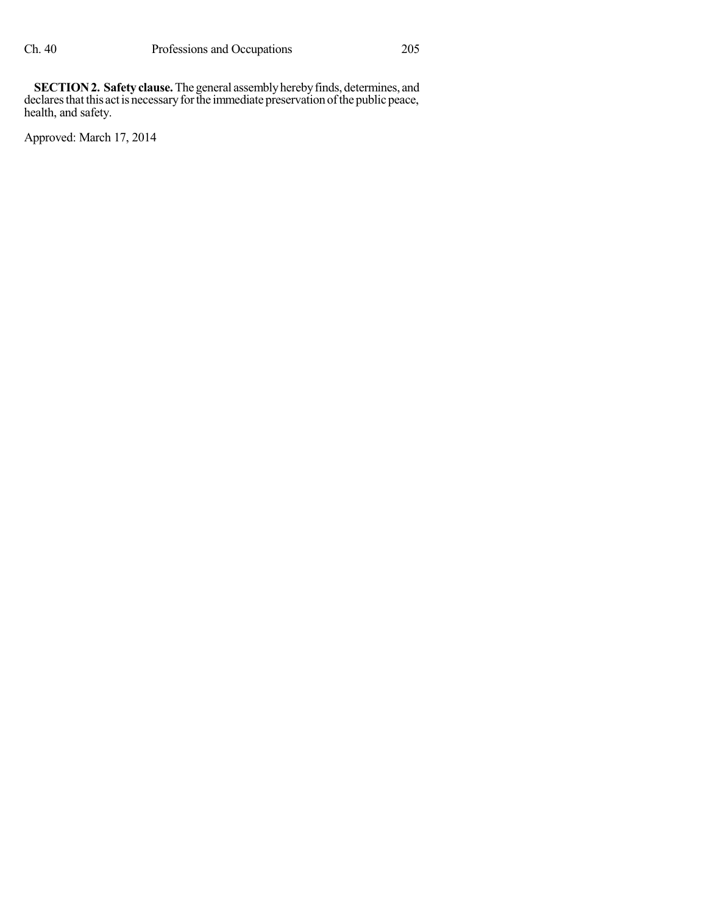**SECTION 2. Safety clause.** The general assembly hereby finds, determines, and declares that this act is necessary for the immediate preservation of the public peace, health, and safety.

Approved: March 17, 2014